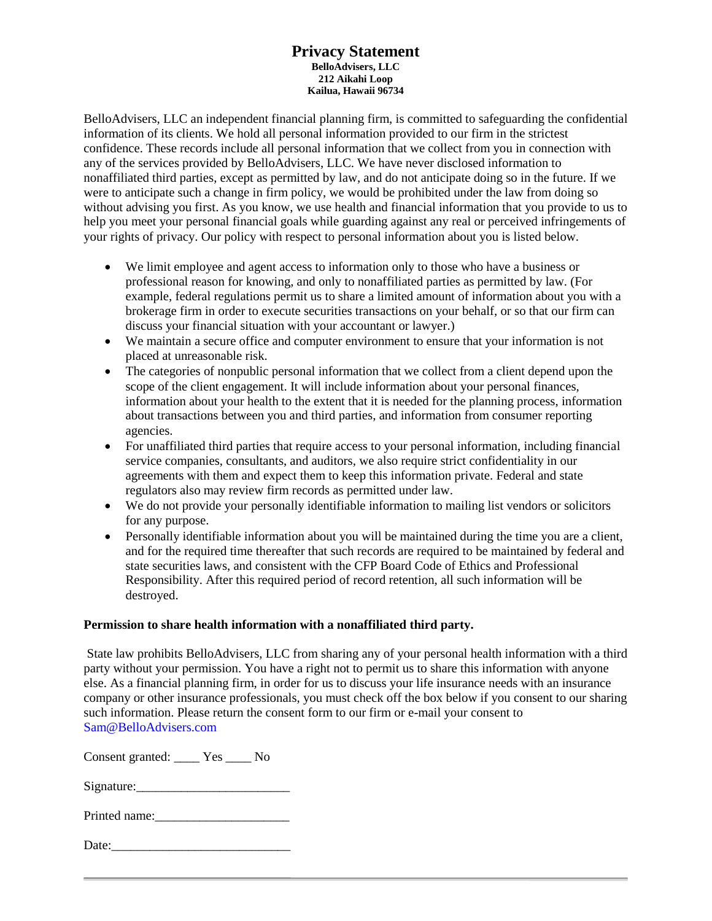# Privacy Statement

**BelloAdvisers, LLC**
**212 Aikahi Loop**
**Kailua, Hawaii 96734**

BelloAdvisers, LLC an independent financial planning firm, is committed to safeguarding the confidential information of its clients. We hold all personal information provided to our firm in the strictest confidence. These records include all personal information that we collect from you in connection with any of the services provided by BelloAdvisers, LLC. We have never disclosed information to nonaffiliated third parties, except as permitted by law, and do not anticipate doing so in the future. If we were to anticipate such a change in firm policy, we would be prohibited under the law from doing so without advising you first. As you know, we use health and financial information that you provide to us to help you meet your personal financial goals while guarding against any real or perceived infringements of your rights of privacy. Our policy with respect to personal information about you is listed below.

- We limit employee and agent access to information only to those who have a business or professional reason for knowing, and only to nonaffiliated parties as permitted by law. (For example, federal regulations permit us to share a limited amount of information about you with a brokerage firm in order to execute securities transactions on your behalf, or so that our firm can discuss your financial situation with your accountant or lawyer.)
- We maintain a secure office and computer environment to ensure that your information is not placed at unreasonable risk.
- The categories of nonpublic personal information that we collect from a client depend upon the scope of the client engagement. It will include information about your personal finances, information about your health to the extent that it is needed for the planning process, information about transactions between you and third parties, and information from consumer reporting agencies.
- For unaffiliated third parties that require access to your personal information, including financial service companies, consultants, and auditors, we also require strict confidentiality in our agreements with them and expect them to keep this information private. Federal and state regulators also may review firm records as permitted under law.
- We do not provide your personally identifiable information to mailing list vendors or solicitors for any purpose.
- Personally identifiable information about you will be maintained during the time you are a client, and for the required time thereafter that such records are required to be maintained by federal and state securities laws, and consistent with the CFP Board Code of Ethics and Professional Responsibility. After this required period of record retention, all such information will be destroyed.

**Permission to share health information with a nonaffiliated third party.**

State law prohibits BelloAdvisers, LLC from sharing any of your personal health information with a third party without your permission. You have a right not to permit us to share this information with anyone else. As a financial planning firm, in order for us to discuss your life insurance needs with an insurance company or other insurance professionals, you must check off the box below if you consent to our sharing such information. Please return the consent form to our firm or e-mail your consent to Sam@BelloAdvisers.com

Consent granted: ____ Yes ____ No

Signature:________________________

Printed name:_____________________

Date:____________________________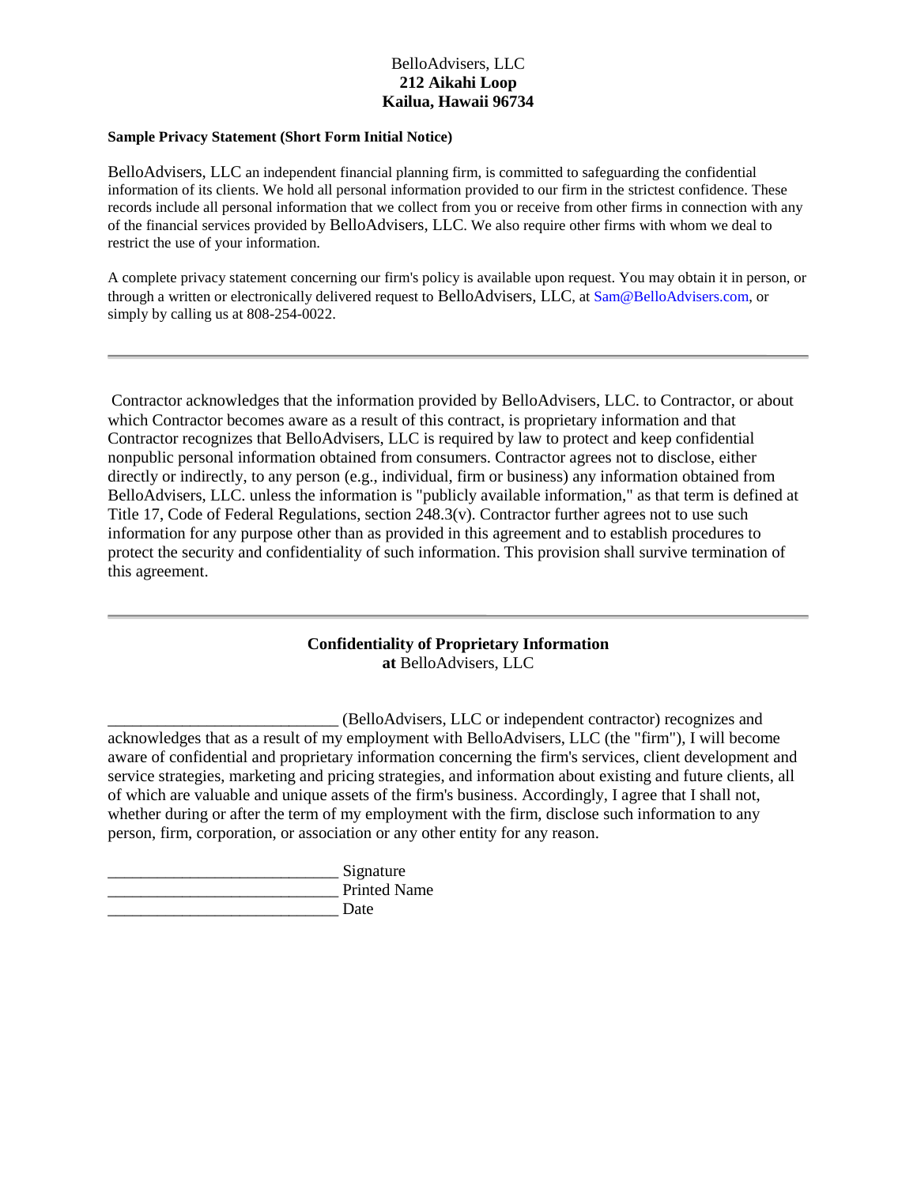BelloAdvisers, LLC
**212 Aikahi Loop**
**Kailua, Hawaii 96734**

**Sample Privacy Statement (Short Form Initial Notice)**

BelloAdvisers, LLC an independent financial planning firm, is committed to safeguarding the confidential information of its clients. We hold all personal information provided to our firm in the strictest confidence. These records include all personal information that we collect from you or receive from other firms in connection with any of the financial services provided by BelloAdvisers, LLC. We also require other firms with whom we deal to restrict the use of your information.

A complete privacy statement concerning our firm's policy is available upon request. You may obtain it in person, or through a written or electronically delivered request to BelloAdvisers, LLC, at Sam@BelloAdvisers.com, or simply by calling us at 808-254-0022.

---

Contractor acknowledges that the information provided by BelloAdvisers, LLC. to Contractor, or about which Contractor becomes aware as a result of this contract, is proprietary information and that Contractor recognizes that BelloAdvisers, LLC is required by law to protect and keep confidential nonpublic personal information obtained from consumers. Contractor agrees not to disclose, either directly or indirectly, to any person (e.g., individual, firm or business) any information obtained from BelloAdvisers, LLC. unless the information is "publicly available information," as that term is defined at Title 17, Code of Federal Regulations, section 248.3(v). Contractor further agrees not to use such information for any purpose other than as provided in this agreement and to establish procedures to protect the security and confidentiality of such information. This provision shall survive termination of this agreement.

---

**Confidentiality of Proprietary Information**
**at** BelloAdvisers, LLC

____________________________ (BelloAdvisers, LLC or independent contractor) recognizes and acknowledges that as a result of my employment with BelloAdvisers, LLC (the "firm"), I will become aware of confidential and proprietary information concerning the firm's services, client development and service strategies, marketing and pricing strategies, and information about existing and future clients, all of which are valuable and unique assets of the firm's business. Accordingly, I agree that I shall not, whether during or after the term of my employment with the firm, disclose such information to any person, firm, corporation, or association or any other entity for any reason.

____________________________ Signature
____________________________ Printed Name
____________________________ Date